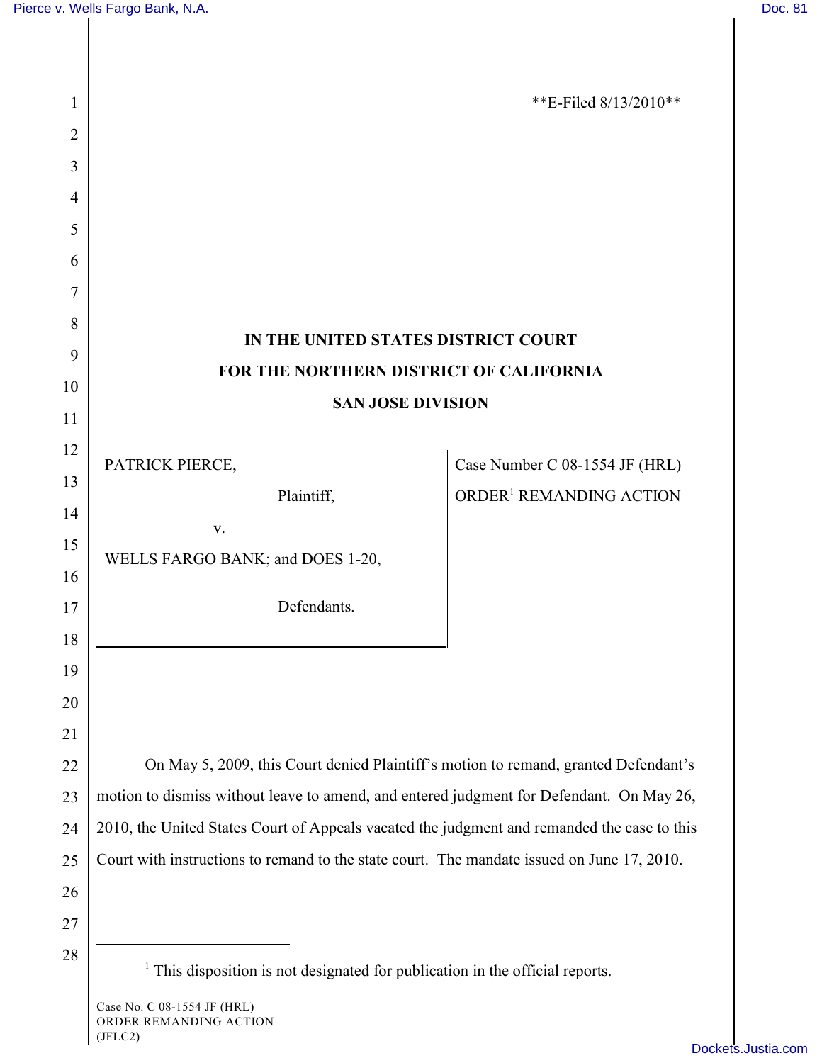**E-Filed 8/13/2010**

**IN THE UNITED STATES DISTRICT COURT**

**FOR THE NORTHERN DISTRICT OF CALIFORNIA**

**SAN JOSE DIVISION**

| | |
|---|---|
| PATRICK PIERCE,<br><br>Plaintiff,<br><br>v.<br><br>WELLS FARGO BANK; and DOES 1-20,<br><br>Defendants. | Case Number C 08-1554 JF (HRL)<br><br>ORDER[1] REMANDING ACTION |

On May 5, 2009, this Court denied Plaintiff's motion to remand, granted Defendant's motion to dismiss without leave to amend, and entered judgment for Defendant. On May 26, 2010, the United States Court of Appeals vacated the judgment and remanded the case to this Court with instructions to remand to the state court. The mandate issued on June 17, 2010.

---

[1] This disposition is not designated for publication in the official reports.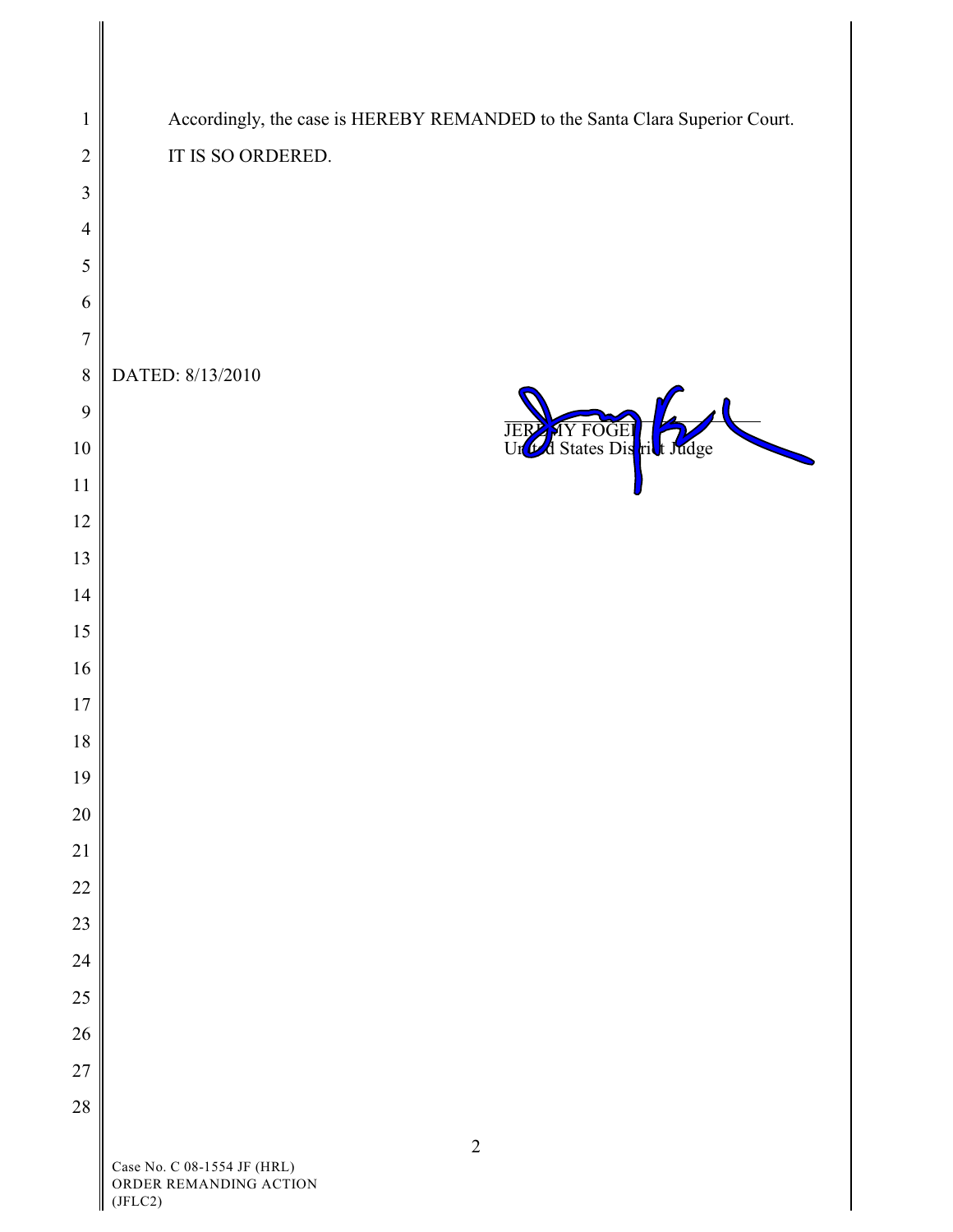Accordingly, the case is HEREBY REMANDED to the Santa Clara Superior Court.

IT IS SO ORDERED.

DATED: 8/13/2010

JEREMY FOGEL
United States District Judge

Case No. C 08-1554 JF (HRL)
ORDER REMANDING ACTION
(JFLC2)